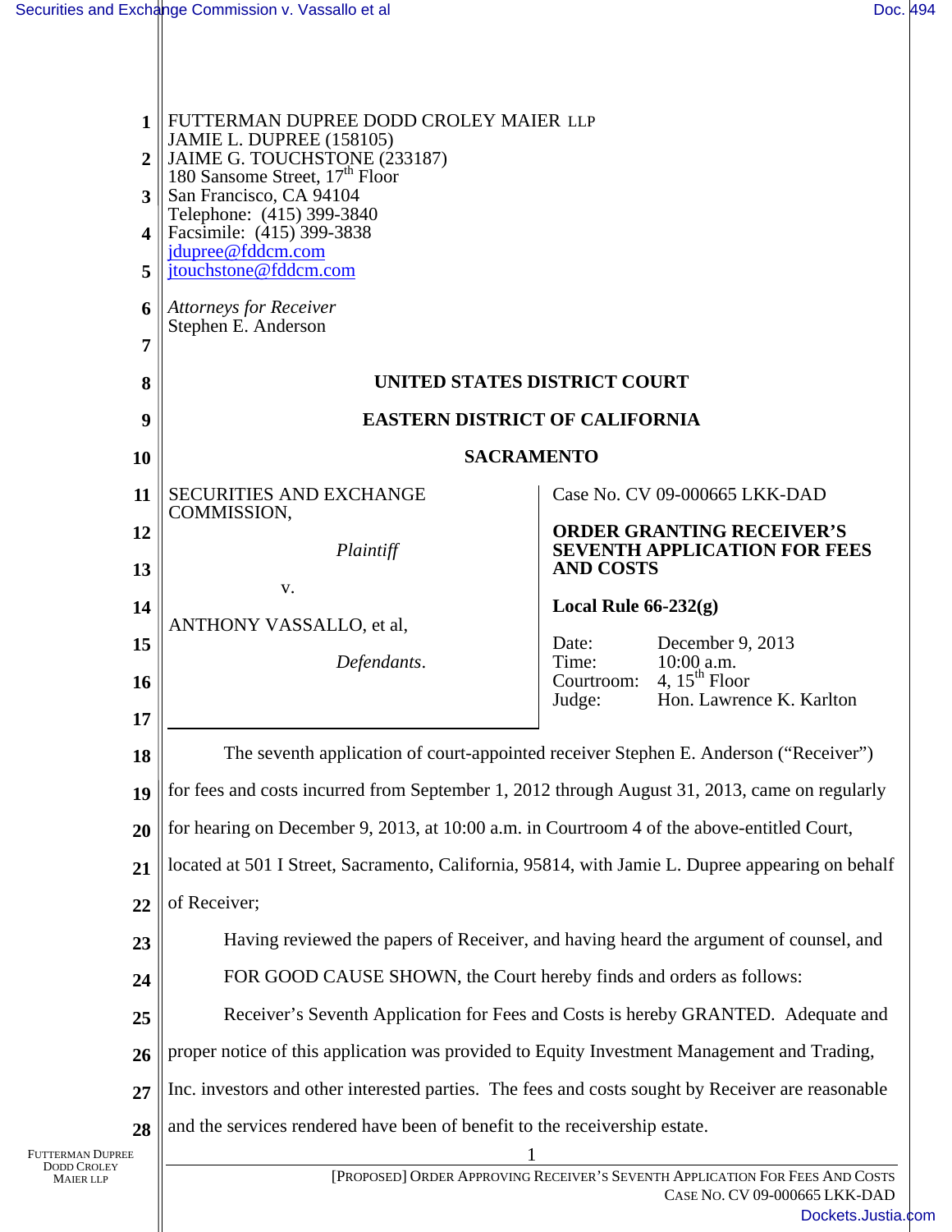FUTTERMAN DUPREE DODD CROLEY MAIER LLP
JAMIE L. DUPREE (158105)
JAIME G. TOUCHSTONE (233187)
180 Sansome Street, 17th Floor
San Francisco, CA 94104
Telephone: (415) 399-3840
Facsimile: (415) 399-3838
jdupree@fddcm.com
jtouchstone@fddcm.com

*Attorneys for Receiver*
Stephen E. Anderson

**UNITED STATES DISTRICT COURT**

**EASTERN DISTRICT OF CALIFORNIA**

**SACRAMENTO**

SECURITIES AND EXCHANGE COMMISSION,

*Plaintiff*

v.

ANTHONY VASSALLO, et al,

*Defendants*.

Case No. CV 09-000665 LKK-DAD

**ORDER GRANTING RECEIVER'S SEVENTH APPLICATION FOR FEES AND COSTS**

**Local Rule 66-232(g)**

Date: December 9, 2013
Time: 10:00 a.m.
Courtroom: 4, 15th Floor
Judge: Hon. Lawrence K. Karlton

The seventh application of court-appointed receiver Stephen E. Anderson ("Receiver") for fees and costs incurred from September 1, 2012 through August 31, 2013, came on regularly for hearing on December 9, 2013, at 10:00 a.m. in Courtroom 4 of the above-entitled Court, located at 501 I Street, Sacramento, California, 95814, with Jamie L. Dupree appearing on behalf of Receiver;

Having reviewed the papers of Receiver, and having heard the argument of counsel, and

FOR GOOD CAUSE SHOWN, the Court hereby finds and orders as follows:

Receiver's Seventh Application for Fees and Costs is hereby GRANTED. Adequate and proper notice of this application was provided to Equity Investment Management and Trading, Inc. investors and other interested parties. The fees and costs sought by Receiver are reasonable and the services rendered have been of benefit to the receivership estate.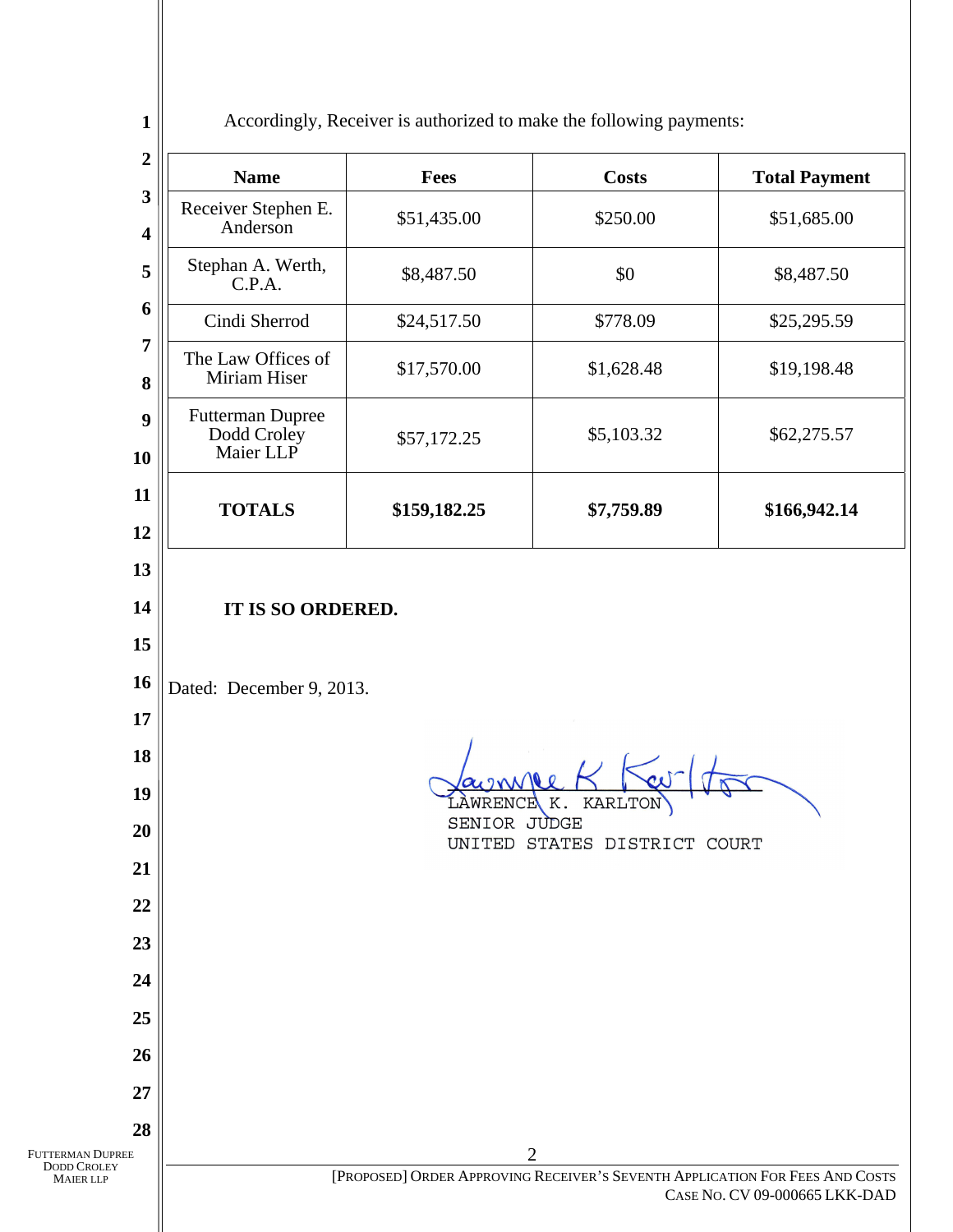Accordingly, Receiver is authorized to make the following payments:

| Name | Fees | Costs | Total Payment |
|---|---|---|---|
| Receiver Stephen E. Anderson | $51,435.00 | $250.00 | $51,685.00 |
| Stephan A. Werth, C.P.A. | $8,487.50 | $0 | $8,487.50 |
| Cindi Sherrod | $24,517.50 | $778.09 | $25,295.59 |
| The Law Offices of Miriam Hiser | $17,570.00 | $1,628.48 | $19,198.48 |
| Futterman Dupree Dodd Croley Maier LLP | $57,172.25 | $5,103.32 | $62,275.57 |
| **TOTALS** | **$159,182.25** | **$7,759.89** | **$166,942.14** |

**IT IS SO ORDERED.**

Dated: December 9, 2013.

LAWRENCE K. KARLTON
SENIOR JUDGE
UNITED STATES DISTRICT COURT